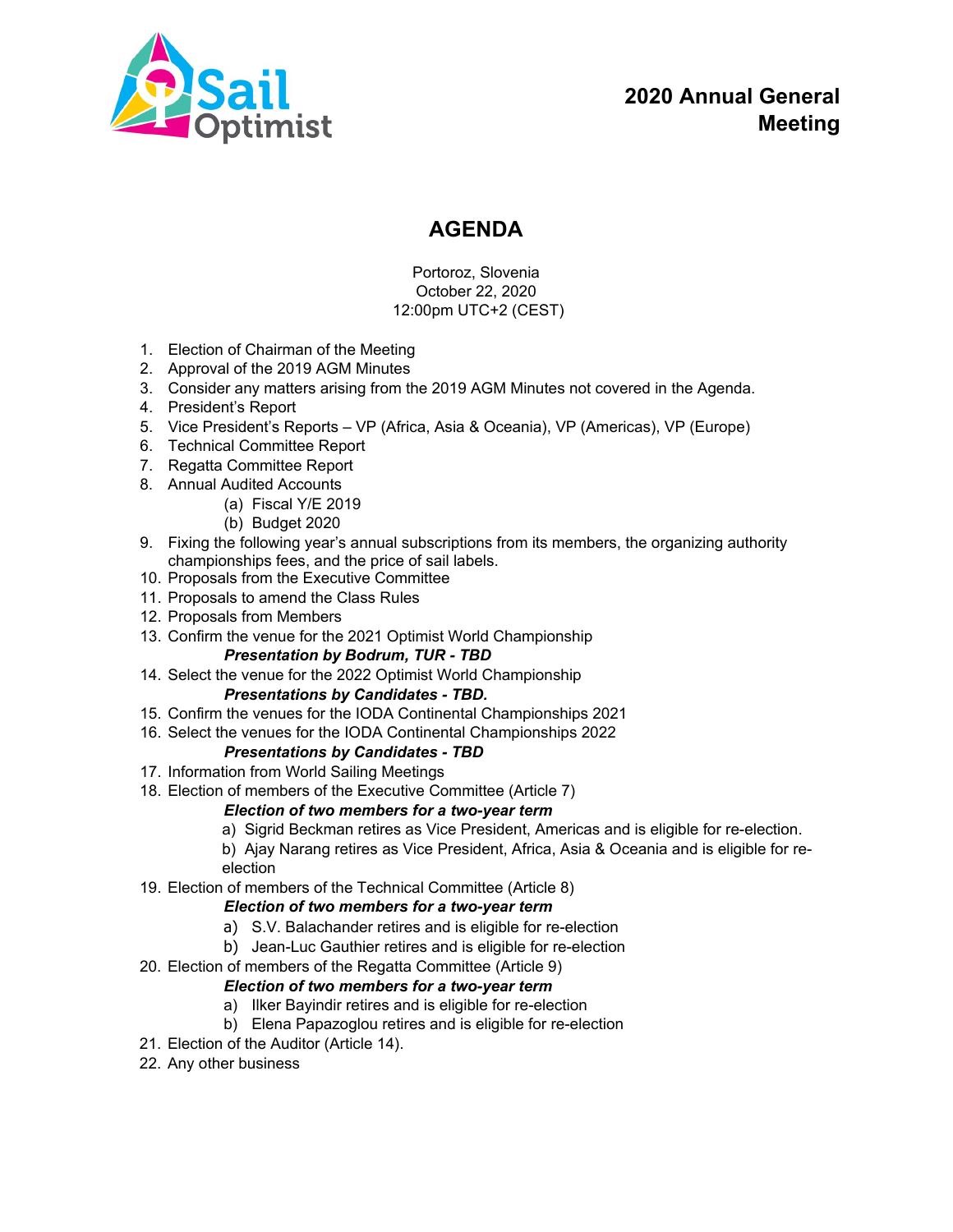Sail Optimist

# 2020 Annual General Meeting

## AGENDA

Portoroz, Slovenia
October 22, 2020
12:00pm UTC+2 (CEST)

1. Election of Chairman of the Meeting
2. Approval of the 2019 AGM Minutes
3. Consider any matters arising from the 2019 AGM Minutes not covered in the Agenda.
4. President's Report
5. Vice President's Reports – VP (Africa, Asia & Oceania), VP (Americas), VP (Europe)
6. Technical Committee Report
7. Regatta Committee Report
8. Annual Audited Accounts
   (a) Fiscal Y/E 2019
   (b) Budget 2020
9. Fixing the following year's annual subscriptions from its members, the organizing authority championships fees, and the price of sail labels.
10. Proposals from the Executive Committee
11. Proposals to amend the Class Rules
12. Proposals from Members
13. Confirm the venue for the 2021 Optimist World Championship
    ***Presentation by Bodrum, TUR - TBD***
14. Select the venue for the 2022 Optimist World Championship
    ***Presentations by Candidates - TBD.***
15. Confirm the venues for the IODA Continental Championships 2021
16. Select the venues for the IODA Continental Championships 2022
    ***Presentations by Candidates - TBD***
17. Information from World Sailing Meetings
18. Election of members of the Executive Committee (Article 7)
    ***Election of two members for a two-year term***
    a) Sigrid Beckman retires as Vice President, Americas and is eligible for re-election.
    b) Ajay Narang retires as Vice President, Africa, Asia & Oceania and is eligible for re-election
19. Election of members of the Technical Committee (Article 8)
    ***Election of two members for a two-year term***
    a) S.V. Balachander retires and is eligible for re-election
    b) Jean-Luc Gauthier retires and is eligible for re-election
20. Election of members of the Regatta Committee (Article 9)
    ***Election of two members for a two-year term***
    a) Ilker Bayindir retires and is eligible for re-election
    b) Elena Papazoglou retires and is eligible for re-election
21. Election of the Auditor (Article 14).
22. Any other business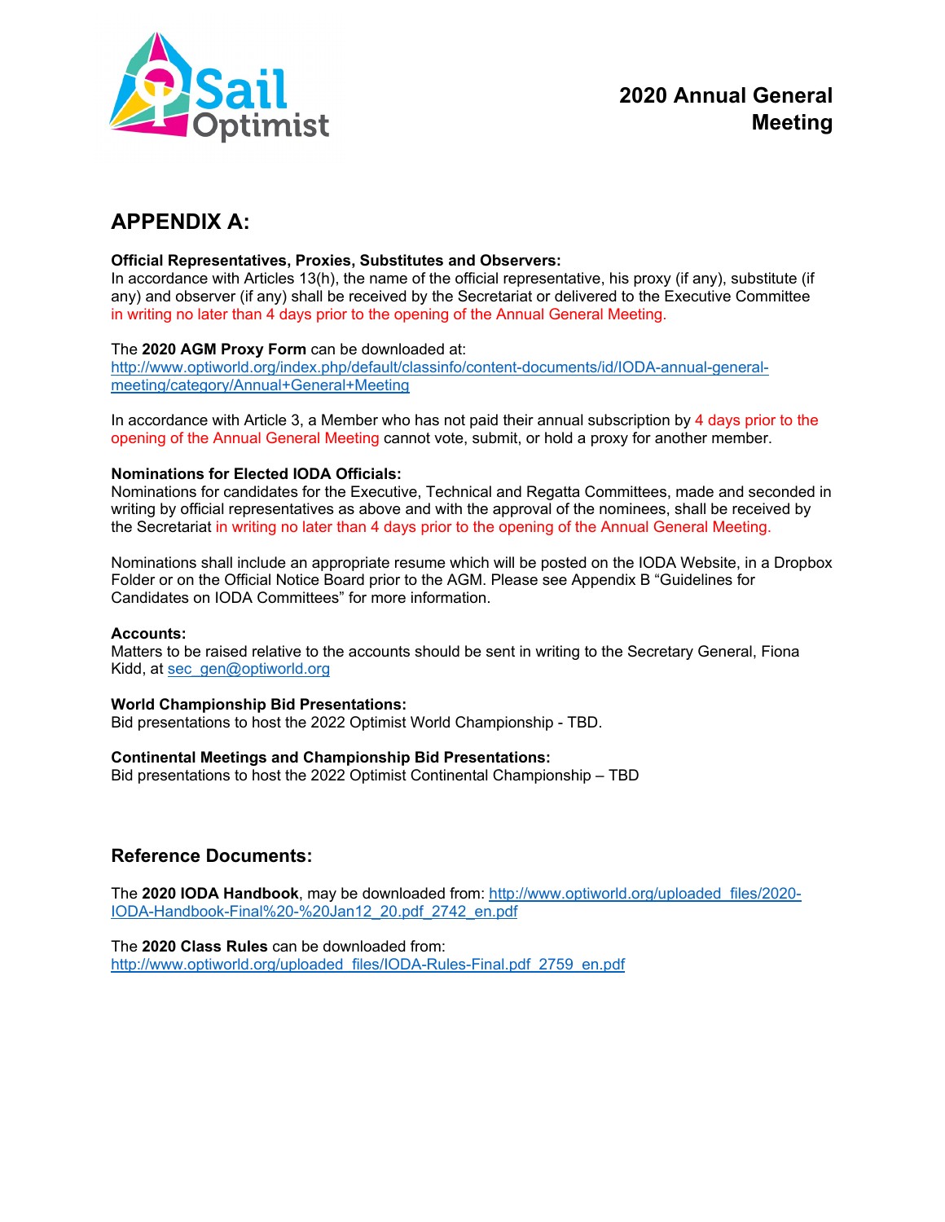# APPENDIX A:

**Official Representatives, Proxies, Substitutes and Observers:**
In accordance with Articles 13(h), the name of the official representative, his proxy (if any), substitute (if any) and observer (if any) shall be received by the Secretariat or delivered to the Executive Committee in writing no later than 4 days prior to the opening of the Annual General Meeting.

The **2020 AGM Proxy Form** can be downloaded at:
http://www.optiworld.org/index.php/default/classinfo/content-documents/id/IODA-annual-general-meeting/category/Annual+General+Meeting

In accordance with Article 3, a Member who has not paid their annual subscription by 4 days prior to the opening of the Annual General Meeting cannot vote, submit, or hold a proxy for another member.

**Nominations for Elected IODA Officials:**
Nominations for candidates for the Executive, Technical and Regatta Committees, made and seconded in writing by official representatives as above and with the approval of the nominees, shall be received by the Secretariat in writing no later than 4 days prior to the opening of the Annual General Meeting.

Nominations shall include an appropriate resume which will be posted on the IODA Website, in a Dropbox Folder or on the Official Notice Board prior to the AGM. Please see Appendix B "Guidelines for Candidates on IODA Committees" for more information.

**Accounts:**
Matters to be raised relative to the accounts should be sent in writing to the Secretary General, Fiona Kidd, at sec_gen@optiworld.org

**World Championship Bid Presentations:**
Bid presentations to host the 2022 Optimist World Championship - TBD.

**Continental Meetings and Championship Bid Presentations:**
Bid presentations to host the 2022 Optimist Continental Championship – TBD

## Reference Documents:

The **2020 IODA Handbook**, may be downloaded from: http://www.optiworld.org/uploaded_files/2020-IODA-Handbook-Final%20-%20Jan12_20.pdf_2742_en.pdf

The **2020 Class Rules** can be downloaded from:
http://www.optiworld.org/uploaded_files/IODA-Rules-Final.pdf_2759_en.pdf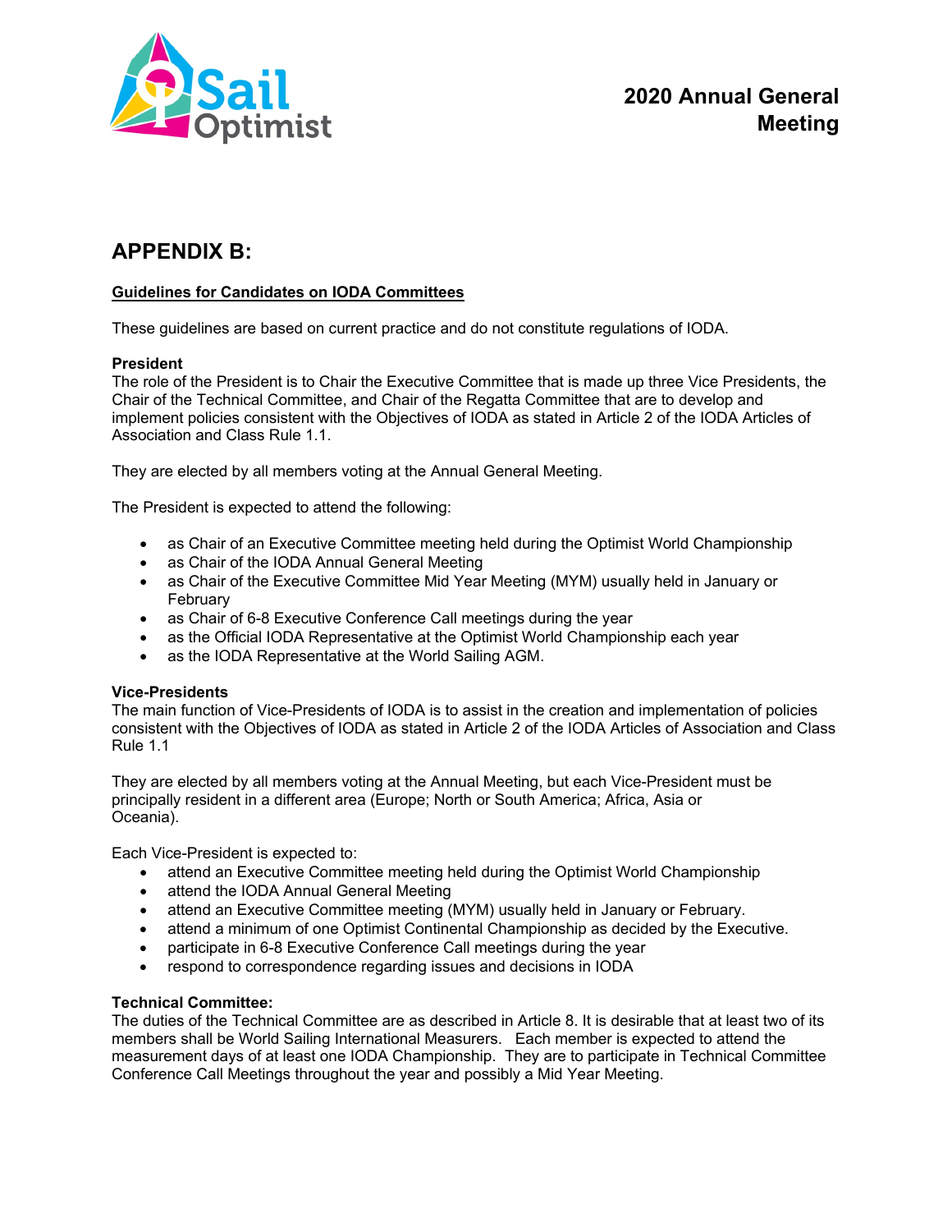# APPENDIX B:

**Guidelines for Candidates on IODA Committees**

These guidelines are based on current practice and do not constitute regulations of IODA.

**President**
The role of the President is to Chair the Executive Committee that is made up three Vice Presidents, the Chair of the Technical Committee, and Chair of the Regatta Committee that are to develop and implement policies consistent with the Objectives of IODA as stated in Article 2 of the IODA Articles of Association and Class Rule 1.1.

They are elected by all members voting at the Annual General Meeting.

The President is expected to attend the following:

- as Chair of an Executive Committee meeting held during the Optimist World Championship
- as Chair of the IODA Annual General Meeting
- as Chair of the Executive Committee Mid Year Meeting (MYM) usually held in January or February
- as Chair of 6-8 Executive Conference Call meetings during the year
- as the Official IODA Representative at the Optimist World Championship each year
- as the IODA Representative at the World Sailing AGM.

**Vice-Presidents**
The main function of Vice-Presidents of IODA is to assist in the creation and implementation of policies consistent with the Objectives of IODA as stated in Article 2 of the IODA Articles of Association and Class Rule 1.1

They are elected by all members voting at the Annual Meeting, but each Vice-President must be principally resident in a different area (Europe; North or South America; Africa, Asia or Oceania).

Each Vice-President is expected to:

- attend an Executive Committee meeting held during the Optimist World Championship
- attend the IODA Annual General Meeting
- attend an Executive Committee meeting (MYM) usually held in January or February.
- attend a minimum of one Optimist Continental Championship as decided by the Executive.
- participate in 6-8 Executive Conference Call meetings during the year
- respond to correspondence regarding issues and decisions in IODA

**Technical Committee:**
The duties of the Technical Committee are as described in Article 8. It is desirable that at least two of its members shall be World Sailing International Measurers. Each member is expected to attend the measurement days of at least one IODA Championship. They are to participate in Technical Committee Conference Call Meetings throughout the year and possibly a Mid Year Meeting.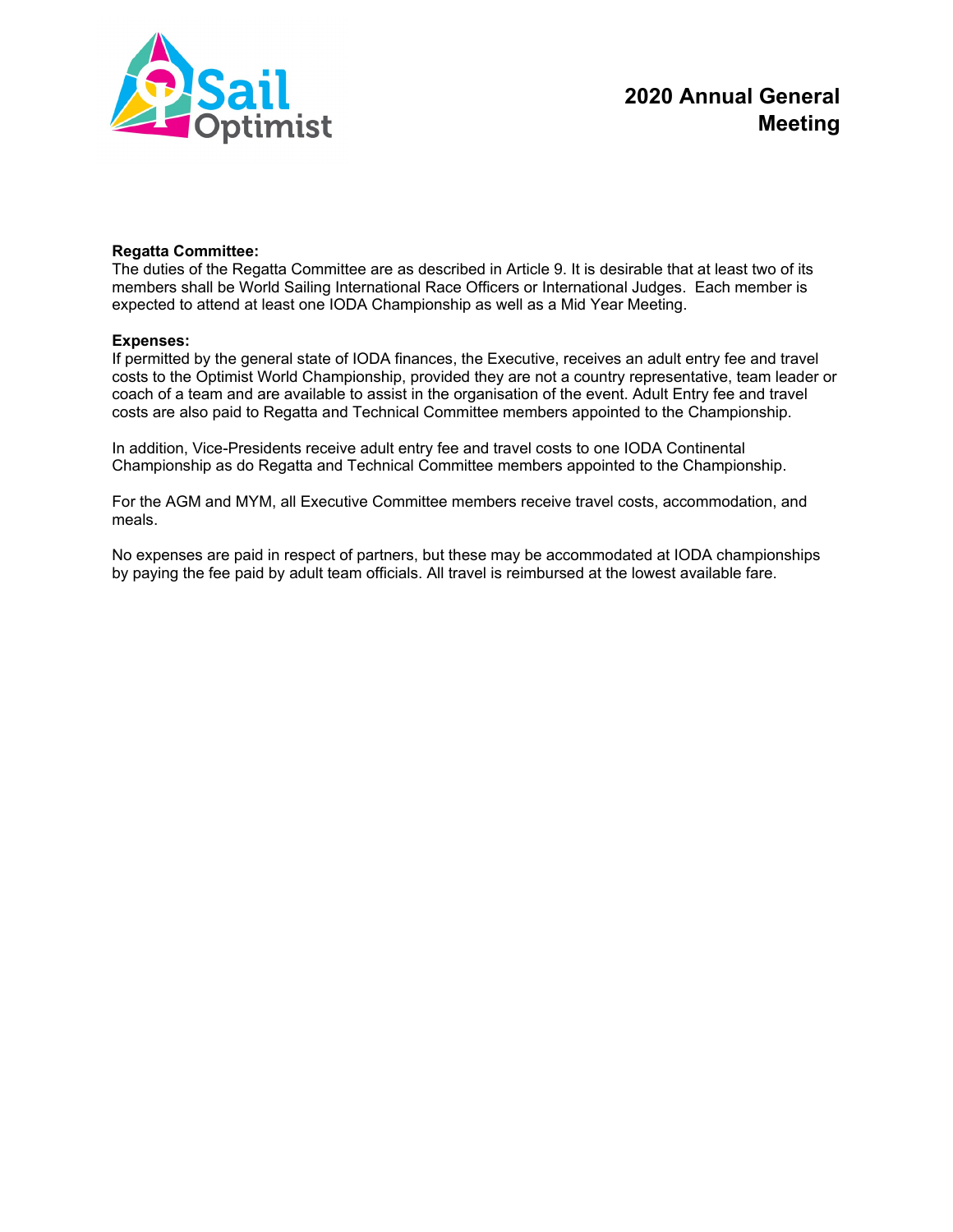**Regatta Committee:**
The duties of the Regatta Committee are as described in Article 9. It is desirable that at least two of its members shall be World Sailing International Race Officers or International Judges. Each member is expected to attend at least one IODA Championship as well as a Mid Year Meeting.

**Expenses:**
If permitted by the general state of IODA finances, the Executive, receives an adult entry fee and travel costs to the Optimist World Championship, provided they are not a country representative, team leader or coach of a team and are available to assist in the organisation of the event. Adult Entry fee and travel costs are also paid to Regatta and Technical Committee members appointed to the Championship.

In addition, Vice-Presidents receive adult entry fee and travel costs to one IODA Continental Championship as do Regatta and Technical Committee members appointed to the Championship.

For the AGM and MYM, all Executive Committee members receive travel costs, accommodation, and meals.

No expenses are paid in respect of partners, but these may be accommodated at IODA championships by paying the fee paid by adult team officials. All travel is reimbursed at the lowest available fare.